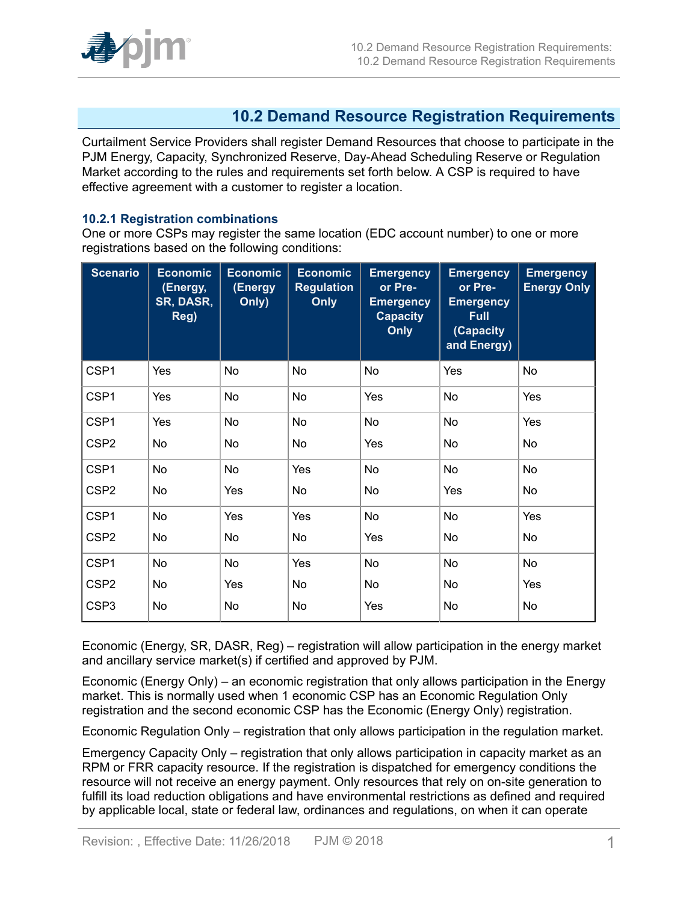## 10.2 Demand Resource Registration Requirements

Curtailment Service Providers shall register Demand Resources that choose to participate in the PJM Energy, Capacity, Synchronized Reserve, Day-Ahead Scheduling Reserve or Regulation Market according to the rules and requirements set forth below. A CSP is required to have effective agreement with a customer to register a location.

### 10.2.1 Registration combinations

One or more CSPs may register the same location (EDC account number) to one or more registrations based on the following conditions:

| Scenario | Economic (Energy, SR, DASR, Reg) | Economic (Energy Only) | Economic Regulation Only | Emergency or Pre-Emergency Capacity Only | Emergency or Pre-Emergency Full (Capacity and Energy) | Emergency Energy Only |
|---|---|---|---|---|---|---|
| CSP1 | Yes | No | No | No | Yes | No |
| CSP1 | Yes | No | No | Yes | No | Yes |
| CSP1 | Yes | No | No | No | No | Yes |
| CSP2 | No | No | No | Yes | No | No |
| CSP1 | No | No | Yes | No | No | No |
| CSP2 | No | Yes | No | No | Yes | No |
| CSP1 | No | Yes | Yes | No | No | Yes |
| CSP2 | No | No | No | Yes | No | No |
| CSP1 | No | No | Yes | No | No | No |
| CSP2 | No | Yes | No | No | No | Yes |
| CSP3 | No | No | No | Yes | No | No |

Economic (Energy, SR, DASR, Reg) – registration will allow participation in the energy market and ancillary service market(s) if certified and approved by PJM.

Economic (Energy Only) – an economic registration that only allows participation in the Energy market. This is normally used when 1 economic CSP has an Economic Regulation Only registration and the second economic CSP has the Economic (Energy Only) registration.

Economic Regulation Only – registration that only allows participation in the regulation market.

Emergency Capacity Only – registration that only allows participation in capacity market as an RPM or FRR capacity resource. If the registration is dispatched for emergency conditions the resource will not receive an energy payment. Only resources that rely on on-site generation to fulfill its load reduction obligations and have environmental restrictions as defined and required by applicable local, state or federal law, ordinances and regulations, on when it can operate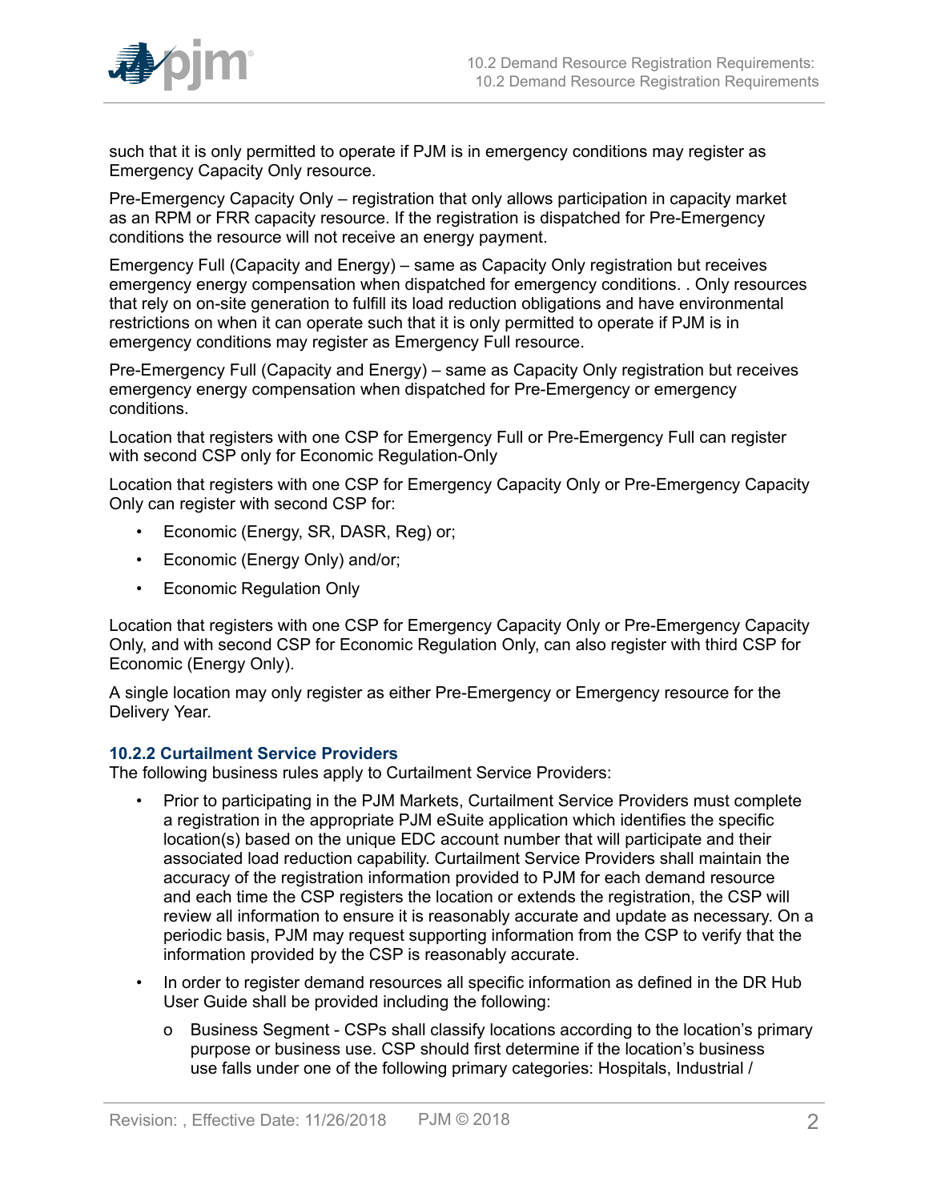such that it is only permitted to operate if PJM is in emergency conditions may register as Emergency Capacity Only resource.

Pre-Emergency Capacity Only – registration that only allows participation in capacity market as an RPM or FRR capacity resource. If the registration is dispatched for Pre-Emergency conditions the resource will not receive an energy payment.

Emergency Full (Capacity and Energy) – same as Capacity Only registration but receives emergency energy compensation when dispatched for emergency conditions. . Only resources that rely on on-site generation to fulfill its load reduction obligations and have environmental restrictions on when it can operate such that it is only permitted to operate if PJM is in emergency conditions may register as Emergency Full resource.

Pre-Emergency Full (Capacity and Energy) – same as Capacity Only registration but receives emergency energy compensation when dispatched for Pre-Emergency or emergency conditions.

Location that registers with one CSP for Emergency Full or Pre-Emergency Full can register with second CSP only for Economic Regulation-Only

Location that registers with one CSP for Emergency Capacity Only or Pre-Emergency Capacity Only can register with second CSP for:

- Economic (Energy, SR, DASR, Reg) or;
- Economic (Energy Only) and/or;
- Economic Regulation Only

Location that registers with one CSP for Emergency Capacity Only or Pre-Emergency Capacity Only, and with second CSP for Economic Regulation Only, can also register with third CSP for Economic (Energy Only).

A single location may only register as either Pre-Emergency or Emergency resource for the Delivery Year.

### 10.2.2 Curtailment Service Providers

The following business rules apply to Curtailment Service Providers:

- Prior to participating in the PJM Markets, Curtailment Service Providers must complete a registration in the appropriate PJM eSuite application which identifies the specific location(s) based on the unique EDC account number that will participate and their associated load reduction capability. Curtailment Service Providers shall maintain the accuracy of the registration information provided to PJM for each demand resource and each time the CSP registers the location or extends the registration, the CSP will review all information to ensure it is reasonably accurate and update as necessary. On a periodic basis, PJM may request supporting information from the CSP to verify that the information provided by the CSP is reasonably accurate.
- In order to register demand resources all specific information as defined in the DR Hub User Guide shall be provided including the following:
    - Business Segment - CSPs shall classify locations according to the location's primary purpose or business use. CSP should first determine if the location's business use falls under one of the following primary categories: Hospitals, Industrial /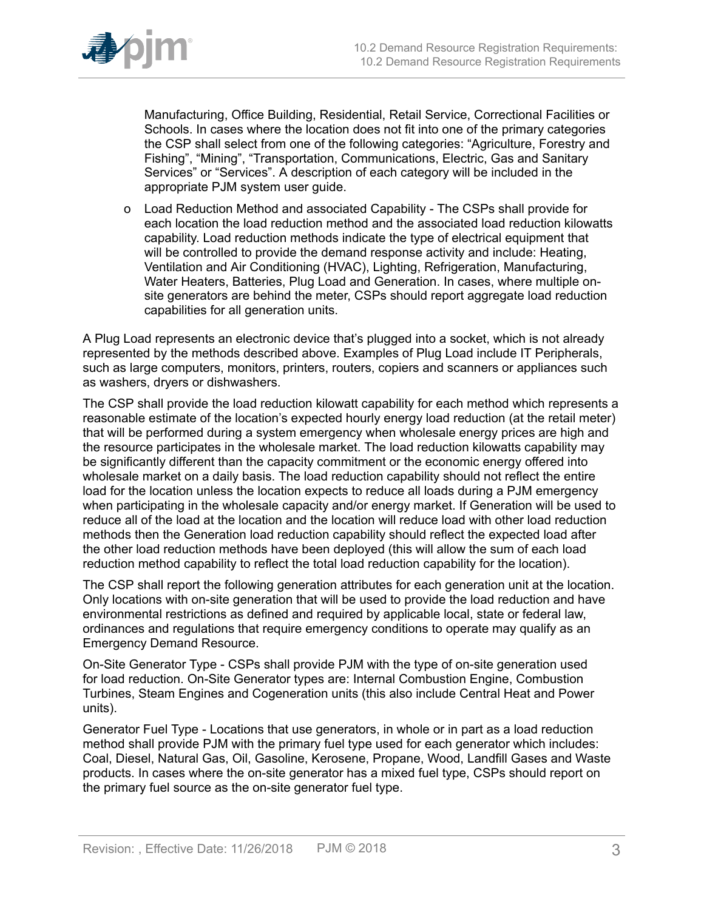Manufacturing, Office Building, Residential, Retail Service, Correctional Facilities or Schools. In cases where the location does not fit into one of the primary categories the CSP shall select from one of the following categories: “Agriculture, Forestry and Fishing”, “Mining”, “Transportation, Communications, Electric, Gas and Sanitary Services” or “Services”. A description of each category will be included in the appropriate PJM system user guide.

- Load Reduction Method and associated Capability - The CSPs shall provide for each location the load reduction method and the associated load reduction kilowatts capability. Load reduction methods indicate the type of electrical equipment that will be controlled to provide the demand response activity and include: Heating, Ventilation and Air Conditioning (HVAC), Lighting, Refrigeration, Manufacturing, Water Heaters, Batteries, Plug Load and Generation. In cases, where multiple on-site generators are behind the meter, CSPs should report aggregate load reduction capabilities for all generation units.

A Plug Load represents an electronic device that’s plugged into a socket, which is not already represented by the methods described above. Examples of Plug Load include IT Peripherals, such as large computers, monitors, printers, routers, copiers and scanners or appliances such as washers, dryers or dishwashers.

The CSP shall provide the load reduction kilowatt capability for each method which represents a reasonable estimate of the location’s expected hourly energy load reduction (at the retail meter) that will be performed during a system emergency when wholesale energy prices are high and the resource participates in the wholesale market. The load reduction kilowatts capability may be significantly different than the capacity commitment or the economic energy offered into wholesale market on a daily basis. The load reduction capability should not reflect the entire load for the location unless the location expects to reduce all loads during a PJM emergency when participating in the wholesale capacity and/or energy market. If Generation will be used to reduce all of the load at the location and the location will reduce load with other load reduction methods then the Generation load reduction capability should reflect the expected load after the other load reduction methods have been deployed (this will allow the sum of each load reduction method capability to reflect the total load reduction capability for the location).

The CSP shall report the following generation attributes for each generation unit at the location. Only locations with on-site generation that will be used to provide the load reduction and have environmental restrictions as defined and required by applicable local, state or federal law, ordinances and regulations that require emergency conditions to operate may qualify as an Emergency Demand Resource.

On-Site Generator Type - CSPs shall provide PJM with the type of on-site generation used for load reduction. On-Site Generator types are: Internal Combustion Engine, Combustion Turbines, Steam Engines and Cogeneration units (this also include Central Heat and Power units).

Generator Fuel Type - Locations that use generators, in whole or in part as a load reduction method shall provide PJM with the primary fuel type used for each generator which includes: Coal, Diesel, Natural Gas, Oil, Gasoline, Kerosene, Propane, Wood, Landfill Gases and Waste products. In cases where the on-site generator has a mixed fuel type, CSPs should report on the primary fuel source as the on-site generator fuel type.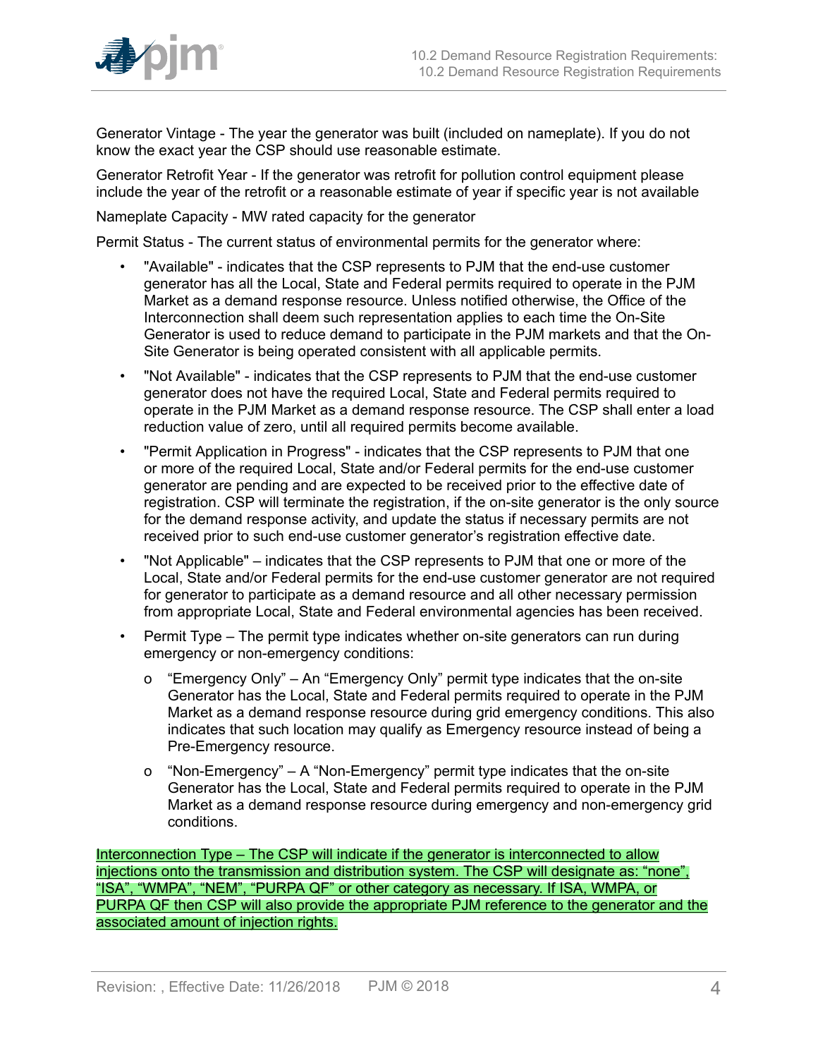Generator Vintage - The year the generator was built (included on nameplate). If you do not know the exact year the CSP should use reasonable estimate.

Generator Retrofit Year - If the generator was retrofit for pollution control equipment please include the year of the retrofit or a reasonable estimate of year if specific year is not available

Nameplate Capacity - MW rated capacity for the generator

Permit Status - The current status of environmental permits for the generator where:

- "Available" - indicates that the CSP represents to PJM that the end-use customer generator has all the Local, State and Federal permits required to operate in the PJM Market as a demand response resource. Unless notified otherwise, the Office of the Interconnection shall deem such representation applies to each time the On-Site Generator is used to reduce demand to participate in the PJM markets and that the On-Site Generator is being operated consistent with all applicable permits.
- "Not Available" - indicates that the CSP represents to PJM that the end-use customer generator does not have the required Local, State and Federal permits required to operate in the PJM Market as a demand response resource. The CSP shall enter a load reduction value of zero, until all required permits become available.
- "Permit Application in Progress" - indicates that the CSP represents to PJM that one or more of the required Local, State and/or Federal permits for the end-use customer generator are pending and are expected to be received prior to the effective date of registration. CSP will terminate the registration, if the on-site generator is the only source for the demand response activity, and update the status if necessary permits are not received prior to such end-use customer generator's registration effective date.
- "Not Applicable" – indicates that the CSP represents to PJM that one or more of the Local, State and/or Federal permits for the end-use customer generator are not required for generator to participate as a demand resource and all other necessary permission from appropriate Local, State and Federal environmental agencies has been received.
- Permit Type – The permit type indicates whether on-site generators can run during emergency or non-emergency conditions:
  - "Emergency Only" – An "Emergency Only" permit type indicates that the on-site Generator has the Local, State and Federal permits required to operate in the PJM Market as a demand response resource during grid emergency conditions. This also indicates that such location may qualify as Emergency resource instead of being a Pre-Emergency resource.
  - "Non-Emergency" – A "Non-Emergency" permit type indicates that the on-site Generator has the Local, State and Federal permits required to operate in the PJM Market as a demand response resource during emergency and non-emergency grid conditions.

Interconnection Type – The CSP will indicate if the generator is interconnected to allow injections onto the transmission and distribution system. The CSP will designate as: "none", "ISA", "WMPA", "NEM", "PURPA QF" or other category as necessary. If ISA, WMPA, or PURPA QF then CSP will also provide the appropriate PJM reference to the generator and the associated amount of injection rights.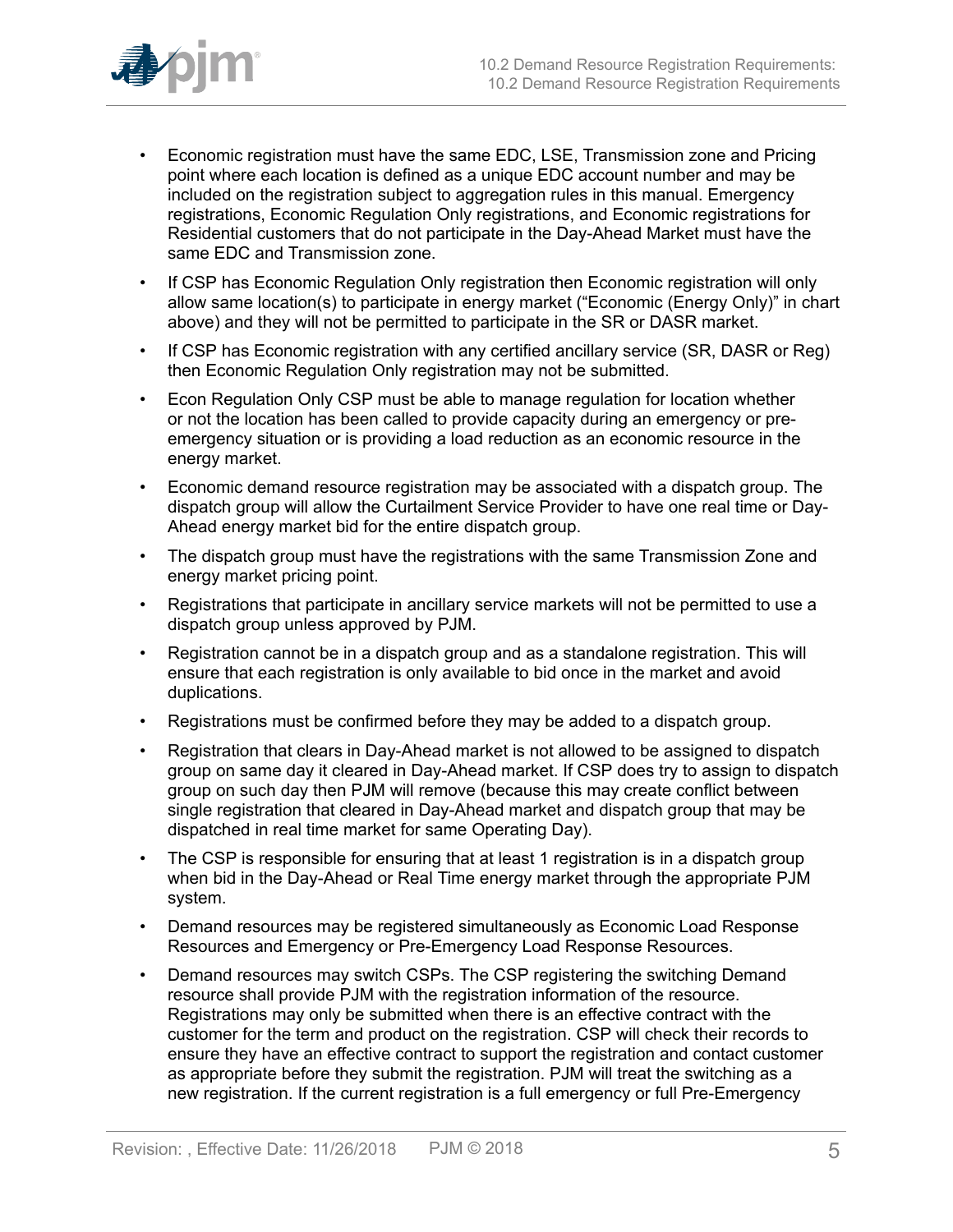- Economic registration must have the same EDC, LSE, Transmission zone and Pricing point where each location is defined as a unique EDC account number and may be included on the registration subject to aggregation rules in this manual. Emergency registrations, Economic Regulation Only registrations, and Economic registrations for Residential customers that do not participate in the Day-Ahead Market must have the same EDC and Transmission zone.
- If CSP has Economic Regulation Only registration then Economic registration will only allow same location(s) to participate in energy market ("Economic (Energy Only)" in chart above) and they will not be permitted to participate in the SR or DASR market.
- If CSP has Economic registration with any certified ancillary service (SR, DASR or Reg) then Economic Regulation Only registration may not be submitted.
- Econ Regulation Only CSP must be able to manage regulation for location whether or not the location has been called to provide capacity during an emergency or pre-emergency situation or is providing a load reduction as an economic resource in the energy market.
- Economic demand resource registration may be associated with a dispatch group. The dispatch group will allow the Curtailment Service Provider to have one real time or Day-Ahead energy market bid for the entire dispatch group.
- The dispatch group must have the registrations with the same Transmission Zone and energy market pricing point.
- Registrations that participate in ancillary service markets will not be permitted to use a dispatch group unless approved by PJM.
- Registration cannot be in a dispatch group and as a standalone registration. This will ensure that each registration is only available to bid once in the market and avoid duplications.
- Registrations must be confirmed before they may be added to a dispatch group.
- Registration that clears in Day-Ahead market is not allowed to be assigned to dispatch group on same day it cleared in Day-Ahead market. If CSP does try to assign to dispatch group on such day then PJM will remove (because this may create conflict between single registration that cleared in Day-Ahead market and dispatch group that may be dispatched in real time market for same Operating Day).
- The CSP is responsible for ensuring that at least 1 registration is in a dispatch group when bid in the Day-Ahead or Real Time energy market through the appropriate PJM system.
- Demand resources may be registered simultaneously as Economic Load Response Resources and Emergency or Pre-Emergency Load Response Resources.
- Demand resources may switch CSPs. The CSP registering the switching Demand resource shall provide PJM with the registration information of the resource. Registrations may only be submitted when there is an effective contract with the customer for the term and product on the registration. CSP will check their records to ensure they have an effective contract to support the registration and contact customer as appropriate before they submit the registration. PJM will treat the switching as a new registration. If the current registration is a full emergency or full Pre-Emergency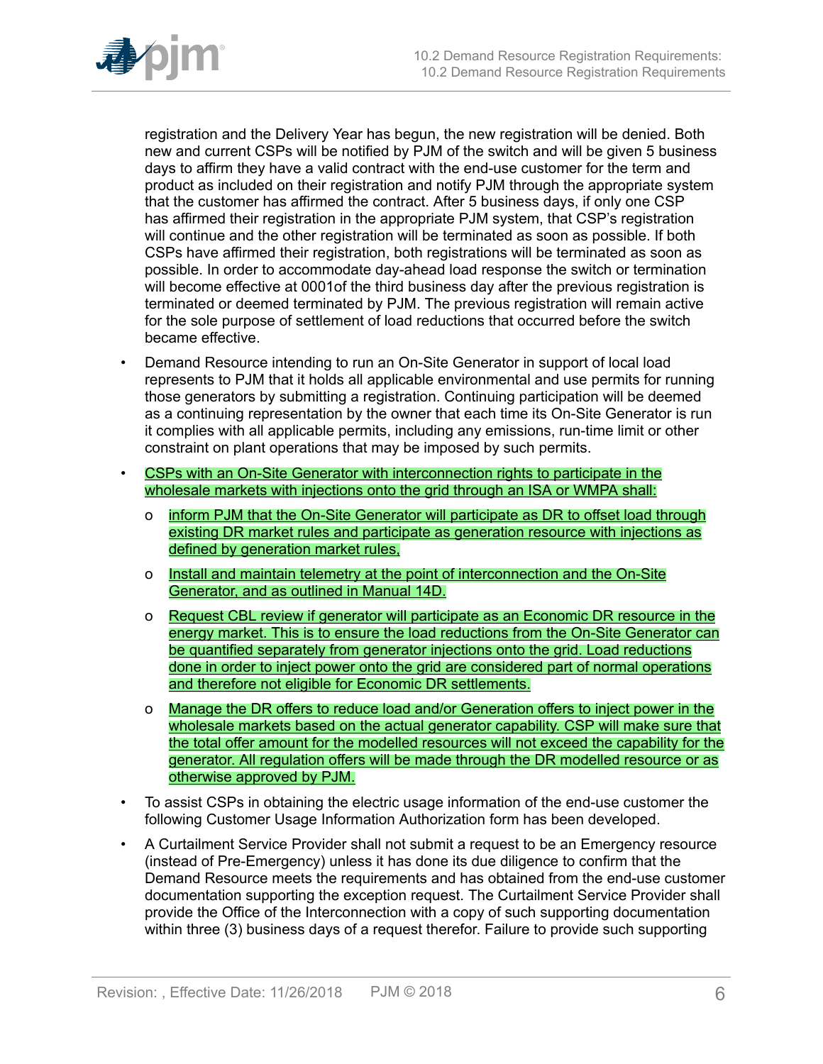registration and the Delivery Year has begun, the new registration will be denied. Both new and current CSPs will be notified by PJM of the switch and will be given 5 business days to affirm they have a valid contract with the end-use customer for the term and product as included on their registration and notify PJM through the appropriate system that the customer has affirmed the contract. After 5 business days, if only one CSP has affirmed their registration in the appropriate PJM system, that CSP's registration will continue and the other registration will be terminated as soon as possible. If both CSPs have affirmed their registration, both registrations will be terminated as soon as possible. In order to accommodate day-ahead load response the switch or termination will become effective at 0001of the third business day after the previous registration is terminated or deemed terminated by PJM. The previous registration will remain active for the sole purpose of settlement of load reductions that occurred before the switch became effective.

- Demand Resource intending to run an On-Site Generator in support of local load represents to PJM that it holds all applicable environmental and use permits for running those generators by submitting a registration. Continuing participation will be deemed as a continuing representation by the owner that each time its On-Site Generator is run it complies with all applicable permits, including any emissions, run-time limit or other constraint on plant operations that may be imposed by such permits.
- CSPs with an On-Site Generator with interconnection rights to participate in the wholesale markets with injections onto the grid through an ISA or WMPA shall:
  - inform PJM that the On-Site Generator will participate as DR to offset load through existing DR market rules and participate as generation resource with injections as defined by generation market rules,
  - Install and maintain telemetry at the point of interconnection and the On-Site Generator, and as outlined in Manual 14D.
  - Request CBL review if generator will participate as an Economic DR resource in the energy market. This is to ensure the load reductions from the On-Site Generator can be quantified separately from generator injections onto the grid. Load reductions done in order to inject power onto the grid are considered part of normal operations and therefore not eligible for Economic DR settlements.
  - Manage the DR offers to reduce load and/or Generation offers to inject power in the wholesale markets based on the actual generator capability. CSP will make sure that the total offer amount for the modelled resources will not exceed the capability for the generator. All regulation offers will be made through the DR modelled resource or as otherwise approved by PJM.
- To assist CSPs in obtaining the electric usage information of the end-use customer the following Customer Usage Information Authorization form has been developed.
- A Curtailment Service Provider shall not submit a request to be an Emergency resource (instead of Pre-Emergency) unless it has done its due diligence to confirm that the Demand Resource meets the requirements and has obtained from the end-use customer documentation supporting the exception request. The Curtailment Service Provider shall provide the Office of the Interconnection with a copy of such supporting documentation within three (3) business days of a request therefor. Failure to provide such supporting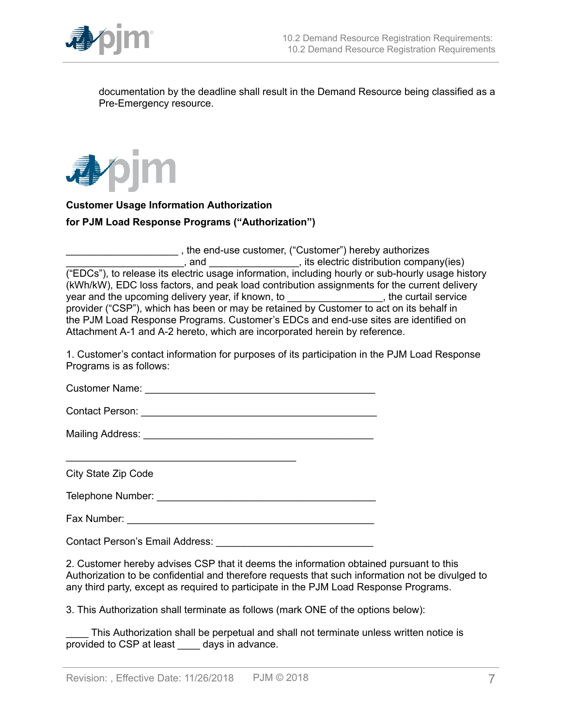documentation by the deadline shall result in the Demand Resource being classified as a Pre-Emergency resource.

**Customer Usage Information Authorization**

**for PJM Load Response Programs ("Authorization")**

____________________ , the end-use customer, ("Customer") hereby authorizes _____________________, and ________________, its electric distribution company(ies) ("EDCs"), to release its electric usage information, including hourly or sub-hourly usage history (kWh/kW), EDC loss factors, and peak load contribution assignments for the current delivery year and the upcoming delivery year, if known, to _________________, the curtail service provider ("CSP"), which has been or may be retained by Customer to act on its behalf in the PJM Load Response Programs. Customer's EDCs and end-use sites are identified on Attachment A-1 and A-2 hereto, which are incorporated herein by reference.

1. Customer's contact information for purposes of its participation in the PJM Load Response Programs is as follows:

Customer Name: ________________________________________

Contact Person: _________________________________________

Mailing Address: ________________________________________

_________________________________________

City State Zip Code

Telephone Number: ______________________________________

Fax Number: ____________________________________________

Contact Person's Email Address: ___________________________

2. Customer hereby advises CSP that it deems the information obtained pursuant to this Authorization to be confidential and therefore requests that such information not be divulged to any third party, except as required to participate in the PJM Load Response Programs.

3. This Authorization shall terminate as follows (mark ONE of the options below):

____ This Authorization shall be perpetual and shall not terminate unless written notice is provided to CSP at least ____ days in advance.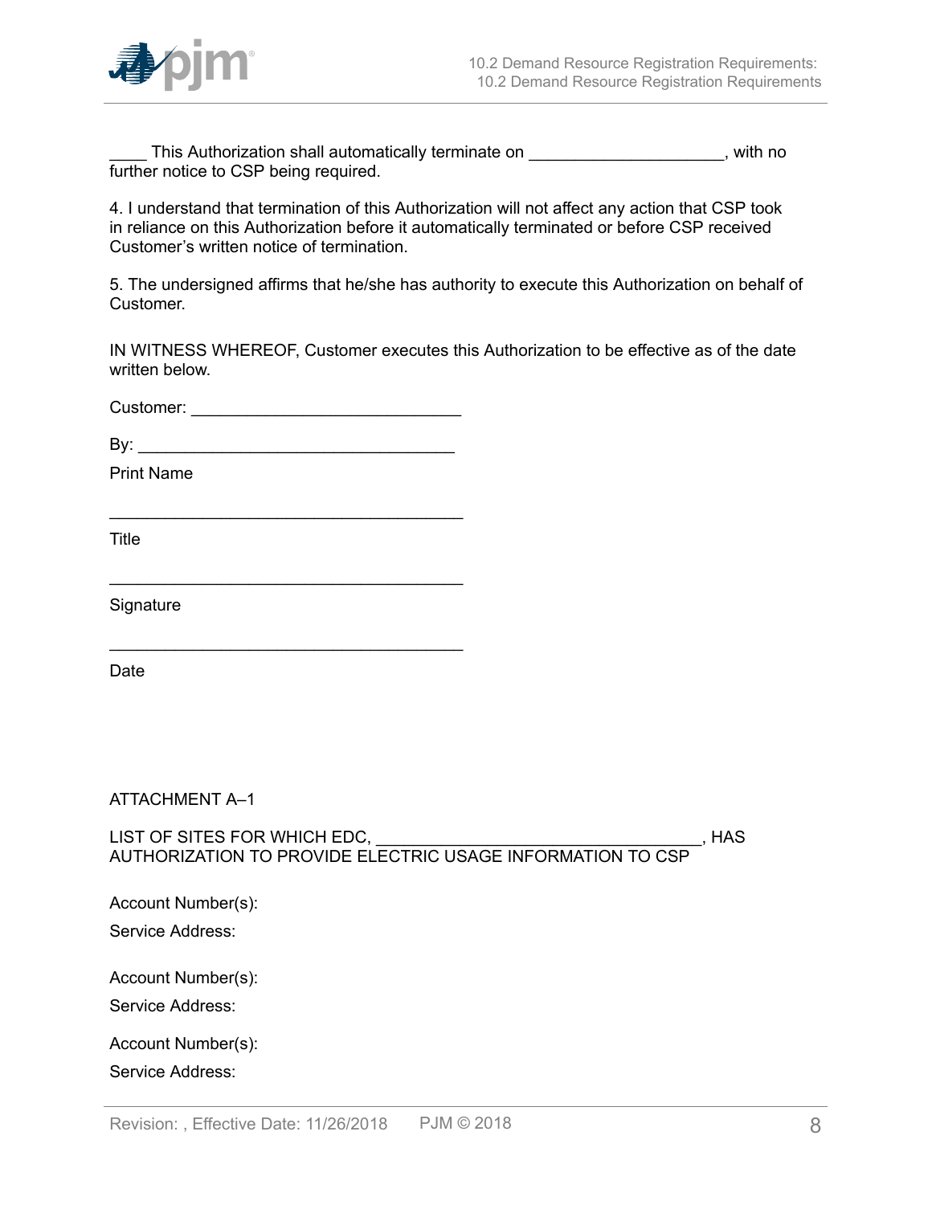____ This Authorization shall automatically terminate on ____________________, with no further notice to CSP being required.

4. I understand that termination of this Authorization will not affect any action that CSP took in reliance on this Authorization before it automatically terminated or before CSP received Customer's written notice of termination.

5. The undersigned affirms that he/she has authority to execute this Authorization on behalf of Customer.

IN WITNESS WHEREOF, Customer executes this Authorization to be effective as of the date written below.

Customer: ____________________________

By: _________________________________

Print Name

______________________________________

Title

______________________________________

Signature

______________________________________

Date

ATTACHMENT A–1

LIST OF SITES FOR WHICH EDC, __________________________________, HAS AUTHORIZATION TO PROVIDE ELECTRIC USAGE INFORMATION TO CSP

Account Number(s):

Service Address:

Account Number(s):

Service Address:

Account Number(s):

Service Address: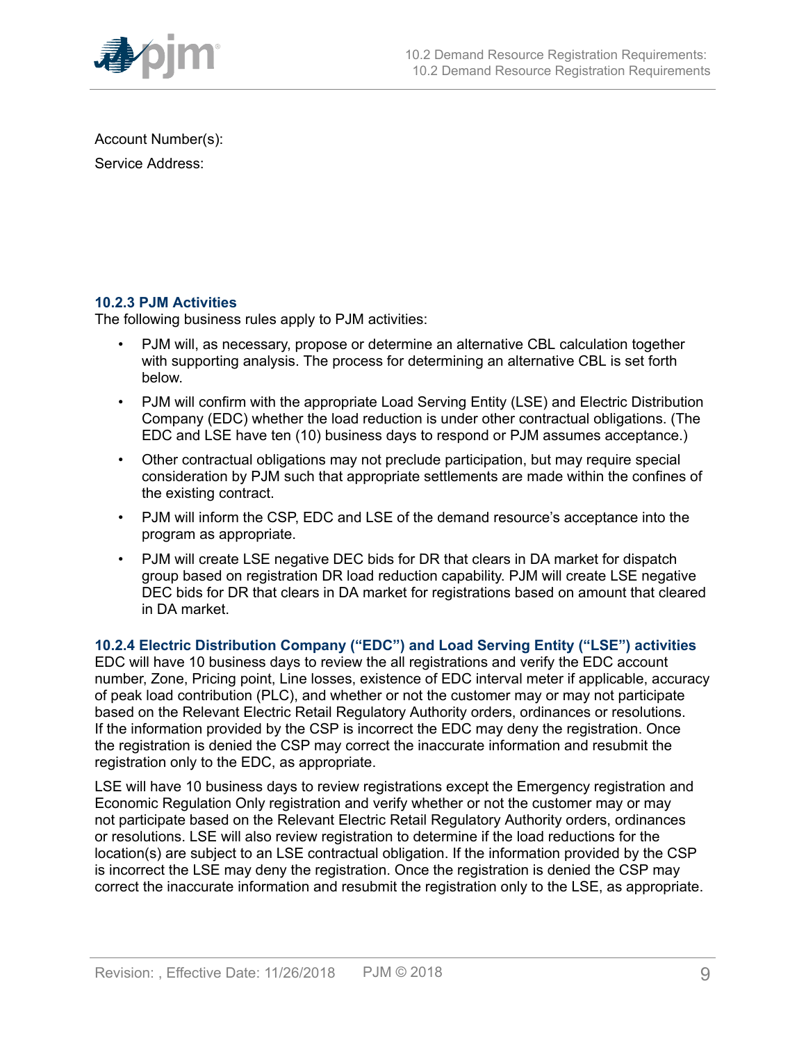Account Number(s):

Service Address:

### 10.2.3 PJM Activities

The following business rules apply to PJM activities:

- PJM will, as necessary, propose or determine an alternative CBL calculation together with supporting analysis. The process for determining an alternative CBL is set forth below.
- PJM will confirm with the appropriate Load Serving Entity (LSE) and Electric Distribution Company (EDC) whether the load reduction is under other contractual obligations. (The EDC and LSE have ten (10) business days to respond or PJM assumes acceptance.)
- Other contractual obligations may not preclude participation, but may require special consideration by PJM such that appropriate settlements are made within the confines of the existing contract.
- PJM will inform the CSP, EDC and LSE of the demand resource's acceptance into the program as appropriate.
- PJM will create LSE negative DEC bids for DR that clears in DA market for dispatch group based on registration DR load reduction capability. PJM will create LSE negative DEC bids for DR that clears in DA market for registrations based on amount that cleared in DA market.

### 10.2.4 Electric Distribution Company ("EDC") and Load Serving Entity ("LSE") activities

EDC will have 10 business days to review the all registrations and verify the EDC account number, Zone, Pricing point, Line losses, existence of EDC interval meter if applicable, accuracy of peak load contribution (PLC), and whether or not the customer may or may not participate based on the Relevant Electric Retail Regulatory Authority orders, ordinances or resolutions. If the information provided by the CSP is incorrect the EDC may deny the registration. Once the registration is denied the CSP may correct the inaccurate information and resubmit the registration only to the EDC, as appropriate.

LSE will have 10 business days to review registrations except the Emergency registration and Economic Regulation Only registration and verify whether or not the customer may or may not participate based on the Relevant Electric Retail Regulatory Authority orders, ordinances or resolutions. LSE will also review registration to determine if the load reductions for the location(s) are subject to an LSE contractual obligation. If the information provided by the CSP is incorrect the LSE may deny the registration. Once the registration is denied the CSP may correct the inaccurate information and resubmit the registration only to the LSE, as appropriate.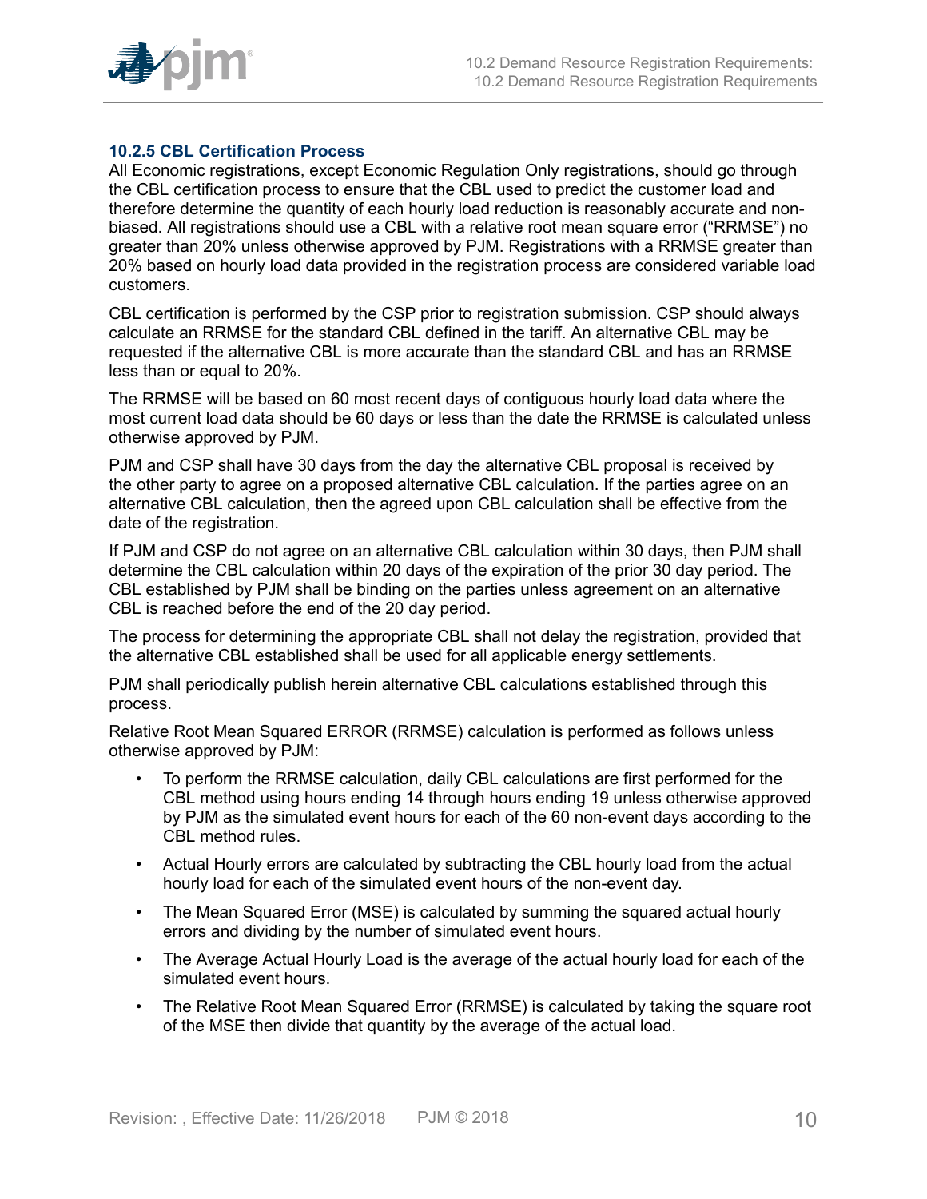### 10.2.5 CBL Certification Process

All Economic registrations, except Economic Regulation Only registrations, should go through the CBL certification process to ensure that the CBL used to predict the customer load and therefore determine the quantity of each hourly load reduction is reasonably accurate and non-biased. All registrations should use a CBL with a relative root mean square error ("RRMSE") no greater than 20% unless otherwise approved by PJM. Registrations with a RRMSE greater than 20% based on hourly load data provided in the registration process are considered variable load customers.

CBL certification is performed by the CSP prior to registration submission. CSP should always calculate an RRMSE for the standard CBL defined in the tariff. An alternative CBL may be requested if the alternative CBL is more accurate than the standard CBL and has an RRMSE less than or equal to 20%.

The RRMSE will be based on 60 most recent days of contiguous hourly load data where the most current load data should be 60 days or less than the date the RRMSE is calculated unless otherwise approved by PJM.

PJM and CSP shall have 30 days from the day the alternative CBL proposal is received by the other party to agree on a proposed alternative CBL calculation. If the parties agree on an alternative CBL calculation, then the agreed upon CBL calculation shall be effective from the date of the registration.

If PJM and CSP do not agree on an alternative CBL calculation within 30 days, then PJM shall determine the CBL calculation within 20 days of the expiration of the prior 30 day period. The CBL established by PJM shall be binding on the parties unless agreement on an alternative CBL is reached before the end of the 20 day period.

The process for determining the appropriate CBL shall not delay the registration, provided that the alternative CBL established shall be used for all applicable energy settlements.

PJM shall periodically publish herein alternative CBL calculations established through this process.

Relative Root Mean Squared ERROR (RRMSE) calculation is performed as follows unless otherwise approved by PJM:

- To perform the RRMSE calculation, daily CBL calculations are first performed for the CBL method using hours ending 14 through hours ending 19 unless otherwise approved by PJM as the simulated event hours for each of the 60 non-event days according to the CBL method rules.
- Actual Hourly errors are calculated by subtracting the CBL hourly load from the actual hourly load for each of the simulated event hours of the non-event day.
- The Mean Squared Error (MSE) is calculated by summing the squared actual hourly errors and dividing by the number of simulated event hours.
- The Average Actual Hourly Load is the average of the actual hourly load for each of the simulated event hours.
- The Relative Root Mean Squared Error (RRMSE) is calculated by taking the square root of the MSE then divide that quantity by the average of the actual load.